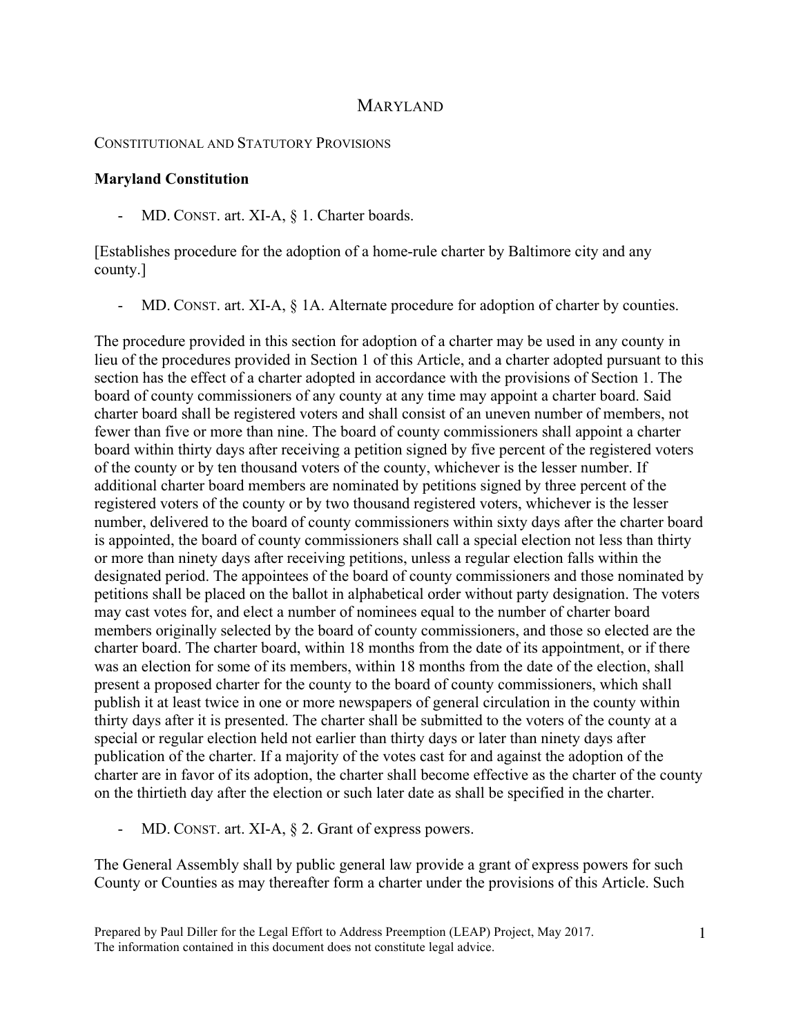# MARYLAND

CONSTITUTIONAL AND STATUTORY PROVISIONS

**Maryland Constitution**

- MD. CONST. art. XI-A, § 1. Charter boards.

[Establishes procedure for the adoption of a home-rule charter by Baltimore city and any county.]

- MD. CONST. art. XI-A, § 1A. Alternate procedure for adoption of charter by counties.

The procedure provided in this section for adoption of a charter may be used in any county in lieu of the procedures provided in Section 1 of this Article, and a charter adopted pursuant to this section has the effect of a charter adopted in accordance with the provisions of Section 1. The board of county commissioners of any county at any time may appoint a charter board. Said charter board shall be registered voters and shall consist of an uneven number of members, not fewer than five or more than nine. The board of county commissioners shall appoint a charter board within thirty days after receiving a petition signed by five percent of the registered voters of the county or by ten thousand voters of the county, whichever is the lesser number. If additional charter board members are nominated by petitions signed by three percent of the registered voters of the county or by two thousand registered voters, whichever is the lesser number, delivered to the board of county commissioners within sixty days after the charter board is appointed, the board of county commissioners shall call a special election not less than thirty or more than ninety days after receiving petitions, unless a regular election falls within the designated period. The appointees of the board of county commissioners and those nominated by petitions shall be placed on the ballot in alphabetical order without party designation. The voters may cast votes for, and elect a number of nominees equal to the number of charter board members originally selected by the board of county commissioners, and those so elected are the charter board. The charter board, within 18 months from the date of its appointment, or if there was an election for some of its members, within 18 months from the date of the election, shall present a proposed charter for the county to the board of county commissioners, which shall publish it at least twice in one or more newspapers of general circulation in the county within thirty days after it is presented. The charter shall be submitted to the voters of the county at a special or regular election held not earlier than thirty days or later than ninety days after publication of the charter. If a majority of the votes cast for and against the adoption of the charter are in favor of its adoption, the charter shall become effective as the charter of the county on the thirtieth day after the election or such later date as shall be specified in the charter.

- MD. CONST. art. XI-A, § 2. Grant of express powers.

The General Assembly shall by public general law provide a grant of express powers for such County or Counties as may thereafter form a charter under the provisions of this Article. Such

Prepared by Paul Diller for the Legal Effort to Address Preemption (LEAP) Project, May 2017.
The information contained in this document does not constitute legal advice.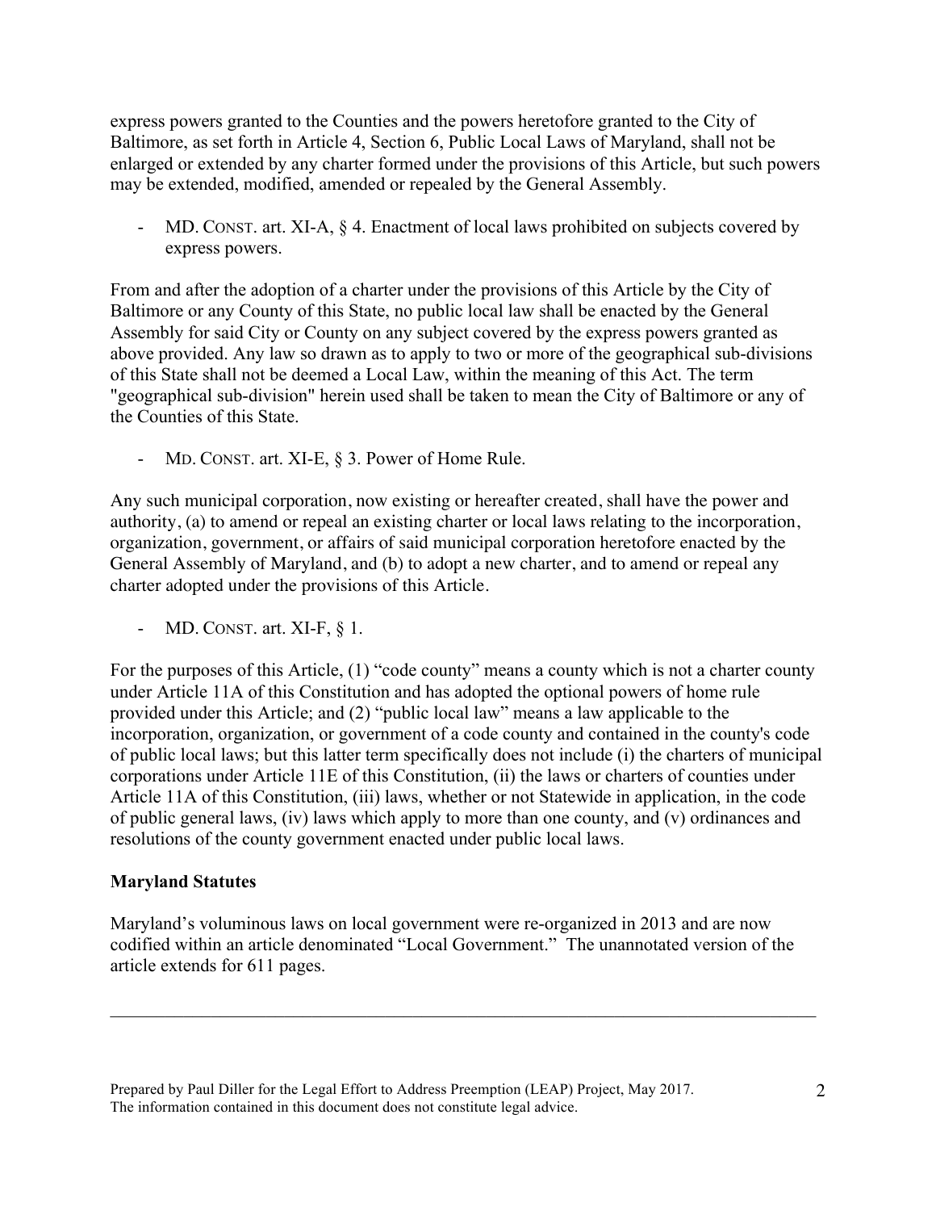express powers granted to the Counties and the powers heretofore granted to the City of Baltimore, as set forth in Article 4, Section 6, Public Local Laws of Maryland, shall not be enlarged or extended by any charter formed under the provisions of this Article, but such powers may be extended, modified, amended or repealed by the General Assembly.

- MD. CONST. art. XI-A, § 4. Enactment of local laws prohibited on subjects covered by express powers.

From and after the adoption of a charter under the provisions of this Article by the City of Baltimore or any County of this State, no public local law shall be enacted by the General Assembly for said City or County on any subject covered by the express powers granted as above provided. Any law so drawn as to apply to two or more of the geographical sub-divisions of this State shall not be deemed a Local Law, within the meaning of this Act. The term "geographical sub-division" herein used shall be taken to mean the City of Baltimore or any of the Counties of this State.

- MD. CONST. art. XI-E, § 3. Power of Home Rule.

Any such municipal corporation, now existing or hereafter created, shall have the power and authority, (a) to amend or repeal an existing charter or local laws relating to the incorporation, organization, government, or affairs of said municipal corporation heretofore enacted by the General Assembly of Maryland, and (b) to adopt a new charter, and to amend or repeal any charter adopted under the provisions of this Article.

- MD. CONST. art. XI-F, § 1.

For the purposes of this Article, (1) "code county" means a county which is not a charter county under Article 11A of this Constitution and has adopted the optional powers of home rule provided under this Article; and (2) "public local law" means a law applicable to the incorporation, organization, or government of a code county and contained in the county's code of public local laws; but this latter term specifically does not include (i) the charters of municipal corporations under Article 11E of this Constitution, (ii) the laws or charters of counties under Article 11A of this Constitution, (iii) laws, whether or not Statewide in application, in the code of public general laws, (iv) laws which apply to more than one county, and (v) ordinances and resolutions of the county government enacted under public local laws.

**Maryland Statutes**

Maryland's voluminous laws on local government were re-organized in 2013 and are now codified within an article denominated "Local Government." The unannotated version of the article extends for 611 pages.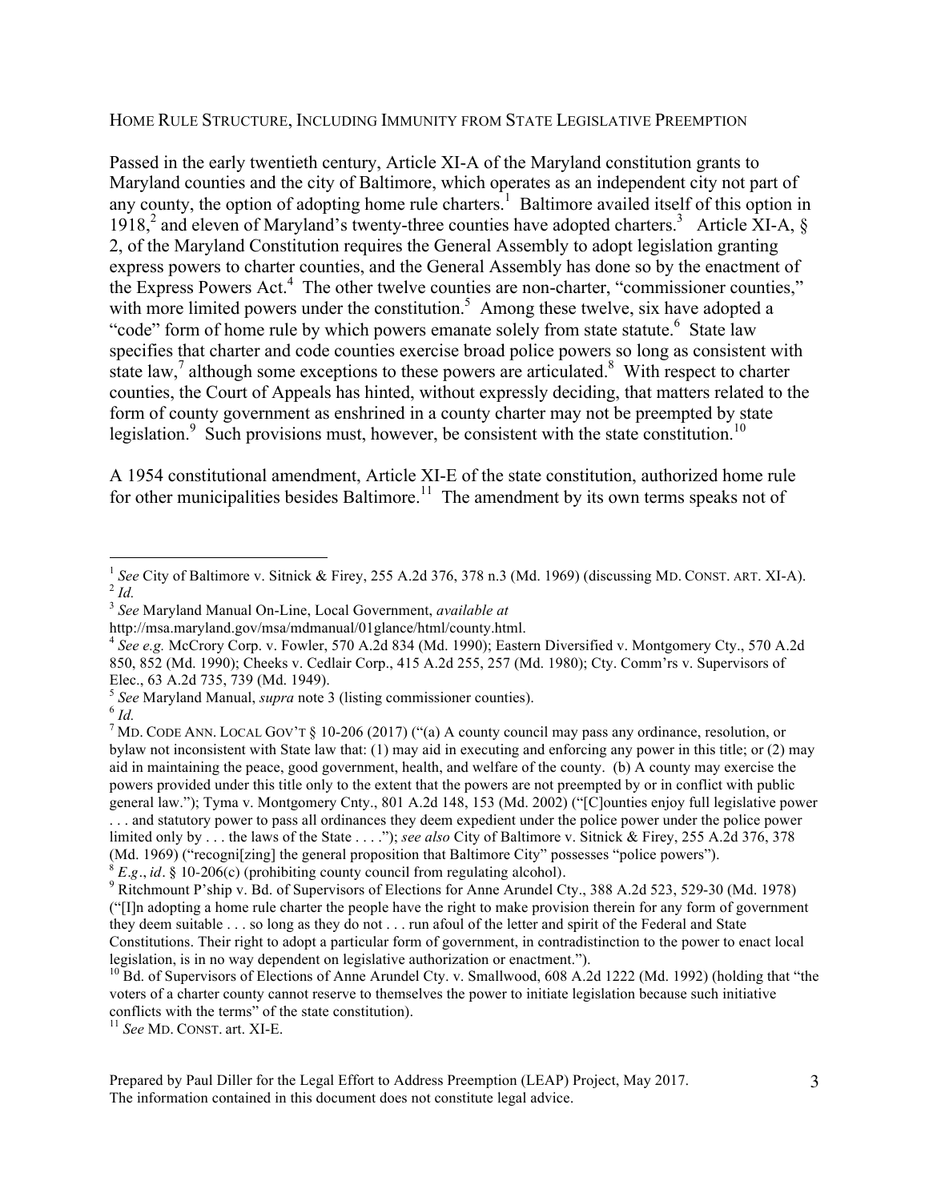## HOME RULE STRUCTURE, INCLUDING IMMUNITY FROM STATE LEGISLATIVE PREEMPTION

Passed in the early twentieth century, Article XI-A of the Maryland constitution grants to Maryland counties and the city of Baltimore, which operates as an independent city not part of any county, the option of adopting home rule charters.[1] Baltimore availed itself of this option in 1918,[2] and eleven of Maryland's twenty-three counties have adopted charters.[3] Article XI-A, § 2, of the Maryland Constitution requires the General Assembly to adopt legislation granting express powers to charter counties, and the General Assembly has done so by the enactment of the Express Powers Act.[4] The other twelve counties are non-charter, "commissioner counties," with more limited powers under the constitution.[5] Among these twelve, six have adopted a "code" form of home rule by which powers emanate solely from state statute.[6] State law specifies that charter and code counties exercise broad police powers so long as consistent with state law,[7] although some exceptions to these powers are articulated.[8] With respect to charter counties, the Court of Appeals has hinted, without expressly deciding, that matters related to the form of county government as enshrined in a county charter may not be preempted by state legislation.[9] Such provisions must, however, be consistent with the state constitution.[10]

A 1954 constitutional amendment, Article XI-E of the state constitution, authorized home rule for other municipalities besides Baltimore.[11] The amendment by its own terms speaks not of

---

[1] *See* City of Baltimore v. Sitnick & Firey, 255 A.2d 376, 378 n.3 (Md. 1969) (discussing MD. CONST. ART. XI-A).

[2] *Id.*

[3] *See* Maryland Manual On-Line, Local Government, *available at* http://msa.maryland.gov/msa/mdmanual/01glance/html/county.html.

[4] *See e.g.* McCrory Corp. v. Fowler, 570 A.2d 834 (Md. 1990); Eastern Diversified v. Montgomery Cty., 570 A.2d 850, 852 (Md. 1990); Cheeks v. Cedlair Corp., 415 A.2d 255, 257 (Md. 1980); Cty. Comm'rs v. Supervisors of Elec., 63 A.2d 735, 739 (Md. 1949).

[5] *See* Maryland Manual, *supra* note 3 (listing commissioner counties).

[6] *Id.*

[7] MD. CODE ANN. LOCAL GOV'T § 10-206 (2017) ("(a) A county council may pass any ordinance, resolution, or bylaw not inconsistent with State law that: (1) may aid in executing and enforcing any power in this title; or (2) may aid in maintaining the peace, good government, health, and welfare of the county. (b) A county may exercise the powers provided under this title only to the extent that the powers are not preempted by or in conflict with public general law."); Tyma v. Montgomery Cnty., 801 A.2d 148, 153 (Md. 2002) ("[C]ounties enjoy full legislative power . . . and statutory power to pass all ordinances they deem expedient under the police power under the police power limited only by . . . the laws of the State . . . ."); *see also* City of Baltimore v. Sitnick & Firey, 255 A.2d 376, 378 (Md. 1969) ("recogni[zing] the general proposition that Baltimore City" possesses "police powers").

[8] *E.g.*, *id.* § 10-206(c) (prohibiting county council from regulating alcohol).

[9] Ritchmount P'ship v. Bd. of Supervisors of Elections for Anne Arundel Cty., 388 A.2d 523, 529-30 (Md. 1978) ("[I]n adopting a home rule charter the people have the right to make provision therein for any form of government they deem suitable . . . so long as they do not . . . run afoul of the letter and spirit of the Federal and State Constitutions. Their right to adopt a particular form of government, in contradistinction to the power to enact local legislation, is in no way dependent on legislative authorization or enactment.").

[10] Bd. of Supervisors of Elections of Anne Arundel Cty. v. Smallwood, 608 A.2d 1222 (Md. 1992) (holding that "the voters of a charter county cannot reserve to themselves the power to initiate legislation because such initiative conflicts with the terms" of the state constitution).

[11] *See* MD. CONST. art. XI-E.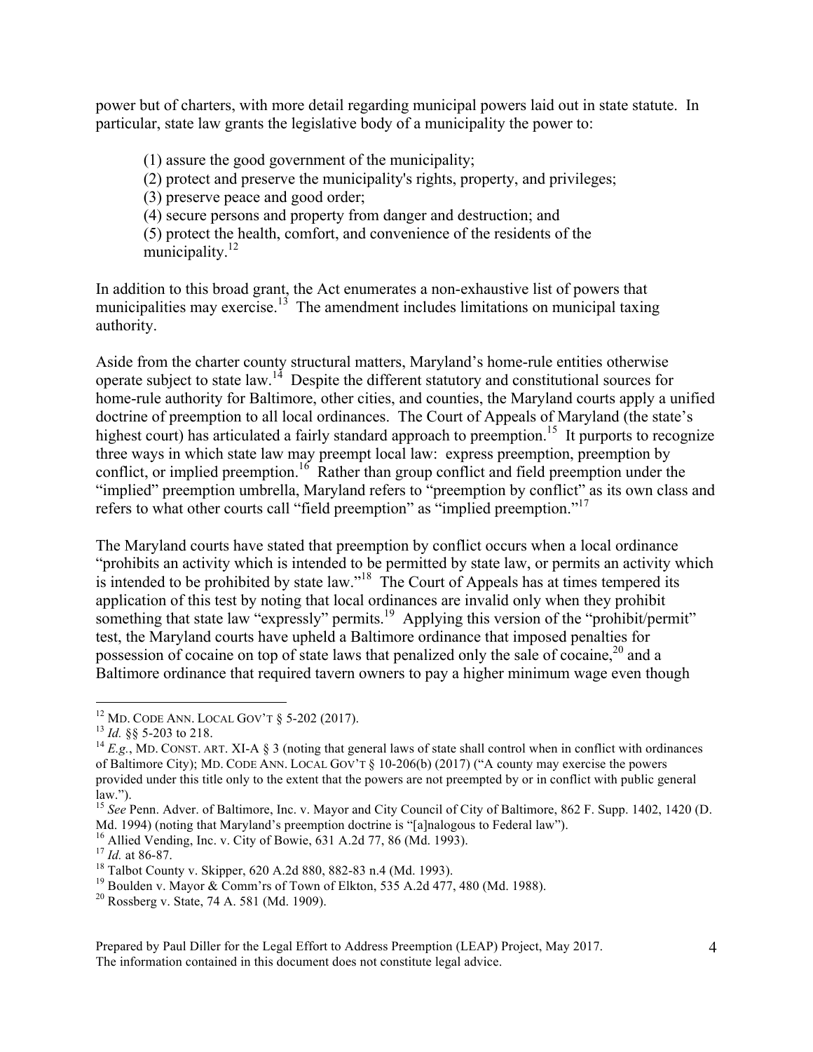power but of charters, with more detail regarding municipal powers laid out in state statute. In particular, state law grants the legislative body of a municipality the power to:

> (1) assure the good government of the municipality;
> (2) protect and preserve the municipality's rights, property, and privileges;
> (3) preserve peace and good order;
> (4) secure persons and property from danger and destruction; and
> (5) protect the health, comfort, and convenience of the residents of the municipality.[12]

In addition to this broad grant, the Act enumerates a non-exhaustive list of powers that municipalities may exercise.[13] The amendment includes limitations on municipal taxing authority.

Aside from the charter county structural matters, Maryland's home-rule entities otherwise operate subject to state law.[14] Despite the different statutory and constitutional sources for home-rule authority for Baltimore, other cities, and counties, the Maryland courts apply a unified doctrine of preemption to all local ordinances. The Court of Appeals of Maryland (the state's highest court) has articulated a fairly standard approach to preemption.[15] It purports to recognize three ways in which state law may preempt local law: express preemption, preemption by conflict, or implied preemption.[16] Rather than group conflict and field preemption under the "implied" preemption umbrella, Maryland refers to "preemption by conflict" as its own class and refers to what other courts call "field preemption" as "implied preemption."[17]

The Maryland courts have stated that preemption by conflict occurs when a local ordinance "prohibits an activity which is intended to be permitted by state law, or permits an activity which is intended to be prohibited by state law."[18] The Court of Appeals has at times tempered its application of this test by noting that local ordinances are invalid only when they prohibit something that state law "expressly" permits.[19] Applying this version of the "prohibit/permit" test, the Maryland courts have upheld a Baltimore ordinance that imposed penalties for possession of cocaine on top of state laws that penalized only the sale of cocaine,[20] and a Baltimore ordinance that required tavern owners to pay a higher minimum wage even though

---

[12] MD. CODE ANN. LOCAL GOV'T § 5-202 (2017).

[13] *Id.* §§ 5-203 to 218.

[14] *E.g.*, MD. CONST. ART. XI-A § 3 (noting that general laws of state shall control when in conflict with ordinances of Baltimore City); MD. CODE ANN. LOCAL GOV'T § 10-206(b) (2017) ("A county may exercise the powers provided under this title only to the extent that the powers are not preempted by or in conflict with public general law.").

[15] *See* Penn. Adver. of Baltimore, Inc. v. Mayor and City Council of City of Baltimore, 862 F. Supp. 1402, 1420 (D. Md. 1994) (noting that Maryland's preemption doctrine is "[a]nalogous to Federal law").

[16] Allied Vending, Inc. v. City of Bowie, 631 A.2d 77, 86 (Md. 1993).

[17] *Id.* at 86-87.

[18] Talbot County v. Skipper, 620 A.2d 880, 882-83 n.4 (Md. 1993).

[19] Boulden v. Mayor & Comm'rs of Town of Elkton, 535 A.2d 477, 480 (Md. 1988).

[20] Rossberg v. State, 74 A. 581 (Md. 1909).

Prepared by Paul Diller for the Legal Effort to Address Preemption (LEAP) Project, May 2017. The information contained in this document does not constitute legal advice.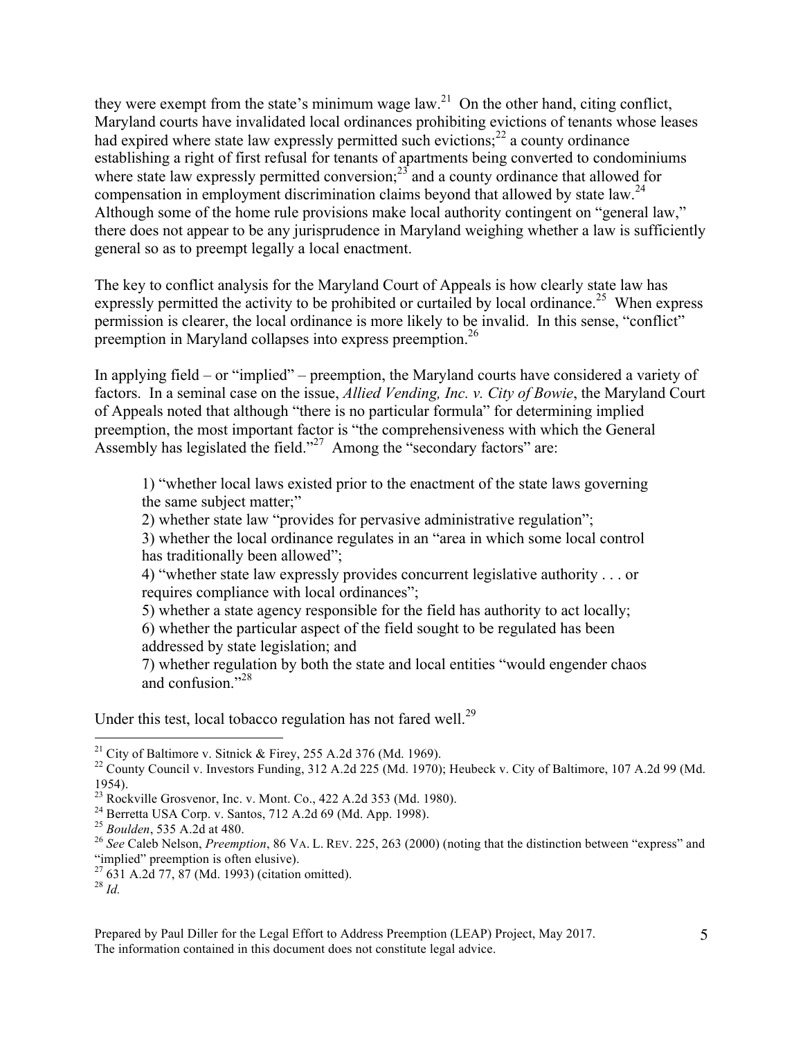they were exempt from the state's minimum wage law.[21] On the other hand, citing conflict, Maryland courts have invalidated local ordinances prohibiting evictions of tenants whose leases had expired where state law expressly permitted such evictions;[22] a county ordinance establishing a right of first refusal for tenants of apartments being converted to condominiums where state law expressly permitted conversion;[23] and a county ordinance that allowed for compensation in employment discrimination claims beyond that allowed by state law.[24] Although some of the home rule provisions make local authority contingent on "general law," there does not appear to be any jurisprudence in Maryland weighing whether a law is sufficiently general so as to preempt legally a local enactment.

The key to conflict analysis for the Maryland Court of Appeals is how clearly state law has expressly permitted the activity to be prohibited or curtailed by local ordinance.[25] When express permission is clearer, the local ordinance is more likely to be invalid. In this sense, "conflict" preemption in Maryland collapses into express preemption.[26]

In applying field – or "implied" – preemption, the Maryland courts have considered a variety of factors. In a seminal case on the issue, *Allied Vending, Inc. v. City of Bowie*, the Maryland Court of Appeals noted that although "there is no particular formula" for determining implied preemption, the most important factor is "the comprehensiveness with which the General Assembly has legislated the field."[27] Among the "secondary factors" are:

> 1) "whether local laws existed prior to the enactment of the state laws governing the same subject matter;"
> 2) whether state law "provides for pervasive administrative regulation";
> 3) whether the local ordinance regulates in an "area in which some local control has traditionally been allowed";
> 4) "whether state law expressly provides concurrent legislative authority . . . or requires compliance with local ordinances";
> 5) whether a state agency responsible for the field has authority to act locally;
> 6) whether the particular aspect of the field sought to be regulated has been addressed by state legislation; and
> 7) whether regulation by both the state and local entities "would engender chaos and confusion."[28]

Under this test, local tobacco regulation has not fared well.[29]

---

[21] City of Baltimore v. Sitnick & Firey, 255 A.2d 376 (Md. 1969).

[22] County Council v. Investors Funding, 312 A.2d 225 (Md. 1970); Heubeck v. City of Baltimore, 107 A.2d 99 (Md. 1954).

[23] Rockville Grosvenor, Inc. v. Mont. Co., 422 A.2d 353 (Md. 1980).

[24] Berretta USA Corp. v. Santos, 712 A.2d 69 (Md. App. 1998).

[25] *Boulden*, 535 A.2d at 480.

[26] *See* Caleb Nelson, *Preemption*, 86 VA. L. REV. 225, 263 (2000) (noting that the distinction between "express" and "implied" preemption is often elusive).

[27] 631 A.2d 77, 87 (Md. 1993) (citation omitted).

[28] *Id.*

Prepared by Paul Diller for the Legal Effort to Address Preemption (LEAP) Project, May 2017. The information contained in this document does not constitute legal advice.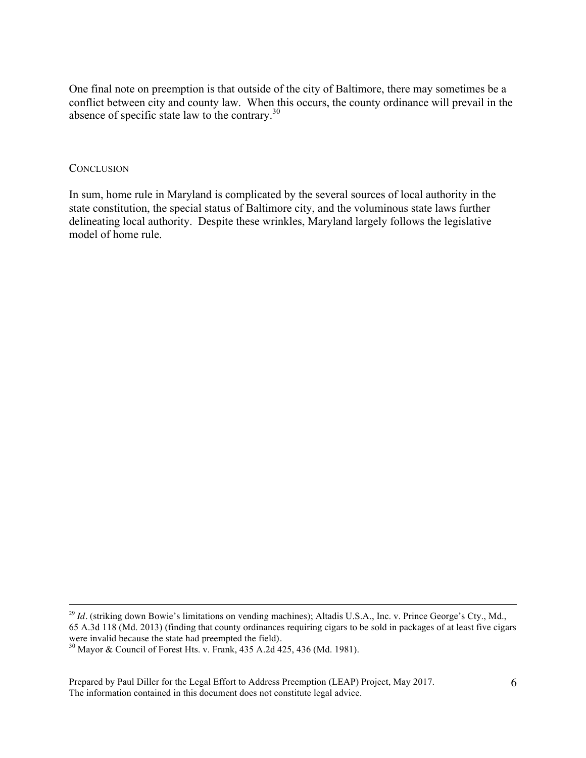One final note on preemption is that outside of the city of Baltimore, there may sometimes be a conflict between city and county law. When this occurs, the county ordinance will prevail in the absence of specific state law to the contrary.[30]

## CONCLUSION

In sum, home rule in Maryland is complicated by the several sources of local authority in the state constitution, the special status of Baltimore city, and the voluminous state laws further delineating local authority. Despite these wrinkles, Maryland largely follows the legislative model of home rule.

---

[29] *Id*. (striking down Bowie's limitations on vending machines); Altadis U.S.A., Inc. v. Prince George's Cty., Md., 65 A.3d 118 (Md. 2013) (finding that county ordinances requiring cigars to be sold in packages of at least five cigars were invalid because the state had preempted the field).

[30] Mayor & Council of Forest Hts. v. Frank, 435 A.2d 425, 436 (Md. 1981).

Prepared by Paul Diller for the Legal Effort to Address Preemption (LEAP) Project, May 2017. The information contained in this document does not constitute legal advice.